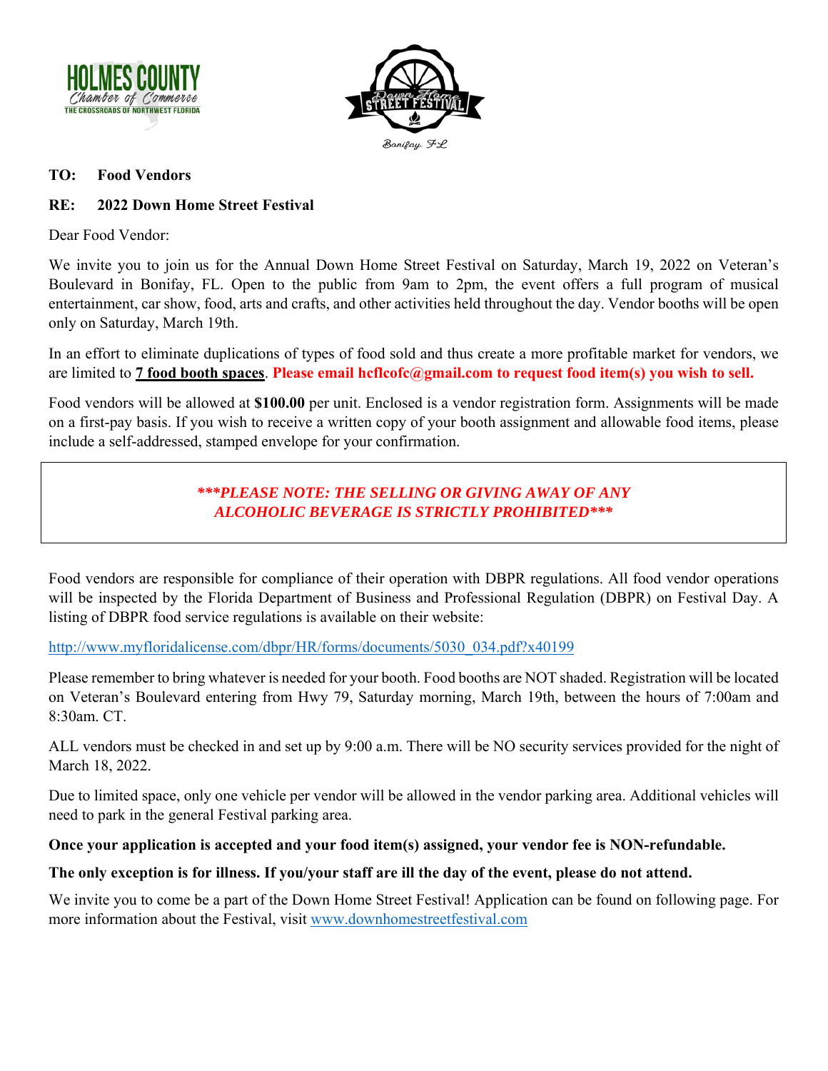**TO: Food Vendors**

**RE: 2022 Down Home Street Festival**

Dear Food Vendor:

We invite you to join us for the Annual Down Home Street Festival on Saturday, March 19, 2022 on Veteran's Boulevard in Bonifay, FL. Open to the public from 9am to 2pm, the event offers a full program of musical entertainment, car show, food, arts and crafts, and other activities held throughout the day. Vendor booths will be open only on Saturday, March 19th.

In an effort to eliminate duplications of types of food sold and thus create a more profitable market for vendors, we are limited to **7 food booth spaces**. **Please email hcflcofc@gmail.com to request food item(s) you wish to sell.**

Food vendors will be allowed at **$100.00** per unit. Enclosed is a vendor registration form. Assignments will be made on a first-pay basis. If you wish to receive a written copy of your booth assignment and allowable food items, please include a self-addressed, stamped envelope for your confirmation.

***\*\*\*PLEASE NOTE: THE SELLING OR GIVING AWAY OF ANY ALCOHOLIC BEVERAGE IS STRICTLY PROHIBITED\*\*\****

Food vendors are responsible for compliance of their operation with DBPR regulations. All food vendor operations will be inspected by the Florida Department of Business and Professional Regulation (DBPR) on Festival Day. A listing of DBPR food service regulations is available on their website:

http://www.myfloridalicense.com/dbpr/HR/forms/documents/5030_034.pdf?x40199

Please remember to bring whatever is needed for your booth. Food booths are NOT shaded. Registration will be located on Veteran's Boulevard entering from Hwy 79, Saturday morning, March 19th, between the hours of 7:00am and 8:30am. CT.

ALL vendors must be checked in and set up by 9:00 a.m. There will be NO security services provided for the night of March 18, 2022.

Due to limited space, only one vehicle per vendor will be allowed in the vendor parking area. Additional vehicles will need to park in the general Festival parking area.

**Once your application is accepted and your food item(s) assigned, your vendor fee is NON-refundable.**

**The only exception is for illness. If you/your staff are ill the day of the event, please do not attend.**

We invite you to come be a part of the Down Home Street Festival! Application can be found on following page. For more information about the Festival, visit www.downhomestreetfestival.com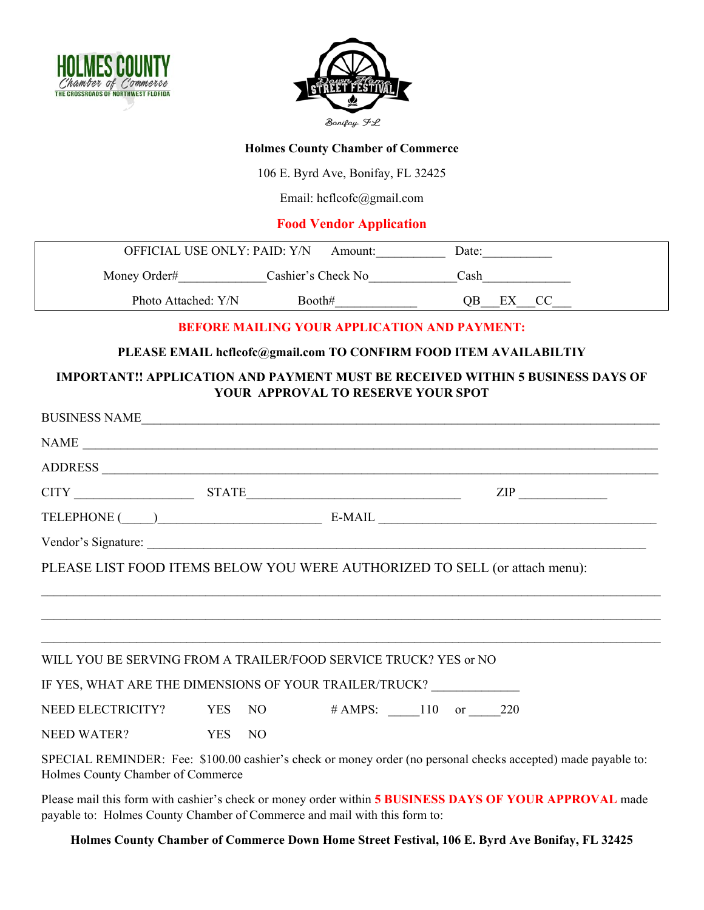HOLMES COUNTY
Chamber of Commerce
THE CROSSROADS OF NORTHWEST FLORIDA

Down Home STREET FESTIVAL
Bonifay, FL

**Holmes County Chamber of Commerce**

106 E. Byrd Ave, Bonifay, FL 32425

Email: hcflcofc@gmail.com

## Food Vendor Application

| | | | |
|---|---|---|---|
| OFFICIAL USE ONLY: PAID: Y/N | Amount:__________ | Date:__________ | |
| Money Order#_____________ | Cashier's Check No_____________ | Cash_____________ | |
| Photo Attached: Y/N | Booth#_____________ | QB___EX___CC___ | |

**BEFORE MAILING YOUR APPLICATION AND PAYMENT:**

**PLEASE EMAIL hcflcofc@gmail.com TO CONFIRM FOOD ITEM AVAILABILTIY**

**IMPORTANT!! APPLICATION AND PAYMENT MUST BE RECEIVED WITHIN 5 BUSINESS DAYS OF YOUR APPROVAL TO RESERVE YOUR SPOT**

BUSINESS NAME______________________________________________________________________

NAME ______________________________________________________________________________

ADDRESS ___________________________________________________________________________

CITY __________________ STATE________________________________ ZIP _____________

TELEPHONE (_____)_________________________ E-MAIL ________________________________________

Vendor's Signature: _____________________________________________________________________

PLEASE LIST FOOD ITEMS BELOW YOU WERE AUTHORIZED TO SELL (or attach menu):

______________________________________________________________________________________

______________________________________________________________________________________

______________________________________________________________________________________

WILL YOU BE SERVING FROM A TRAILER/FOOD SERVICE TRUCK? YES or NO

IF YES, WHAT ARE THE DIMENSIONS OF YOUR TRAILER/TRUCK? _____________

NEED ELECTRICITY? YES NO # AMPS: _____110 or _____220

NEED WATER? YES NO

SPECIAL REMINDER: Fee: $100.00 cashier's check or money order (no personal checks accepted) made payable to: Holmes County Chamber of Commerce

Please mail this form with cashier's check or money order within **5 BUSINESS DAYS OF YOUR APPROVAL** made payable to: Holmes County Chamber of Commerce and mail with this form to:

**Holmes County Chamber of Commerce Down Home Street Festival, 106 E. Byrd Ave Bonifay, FL 32425**